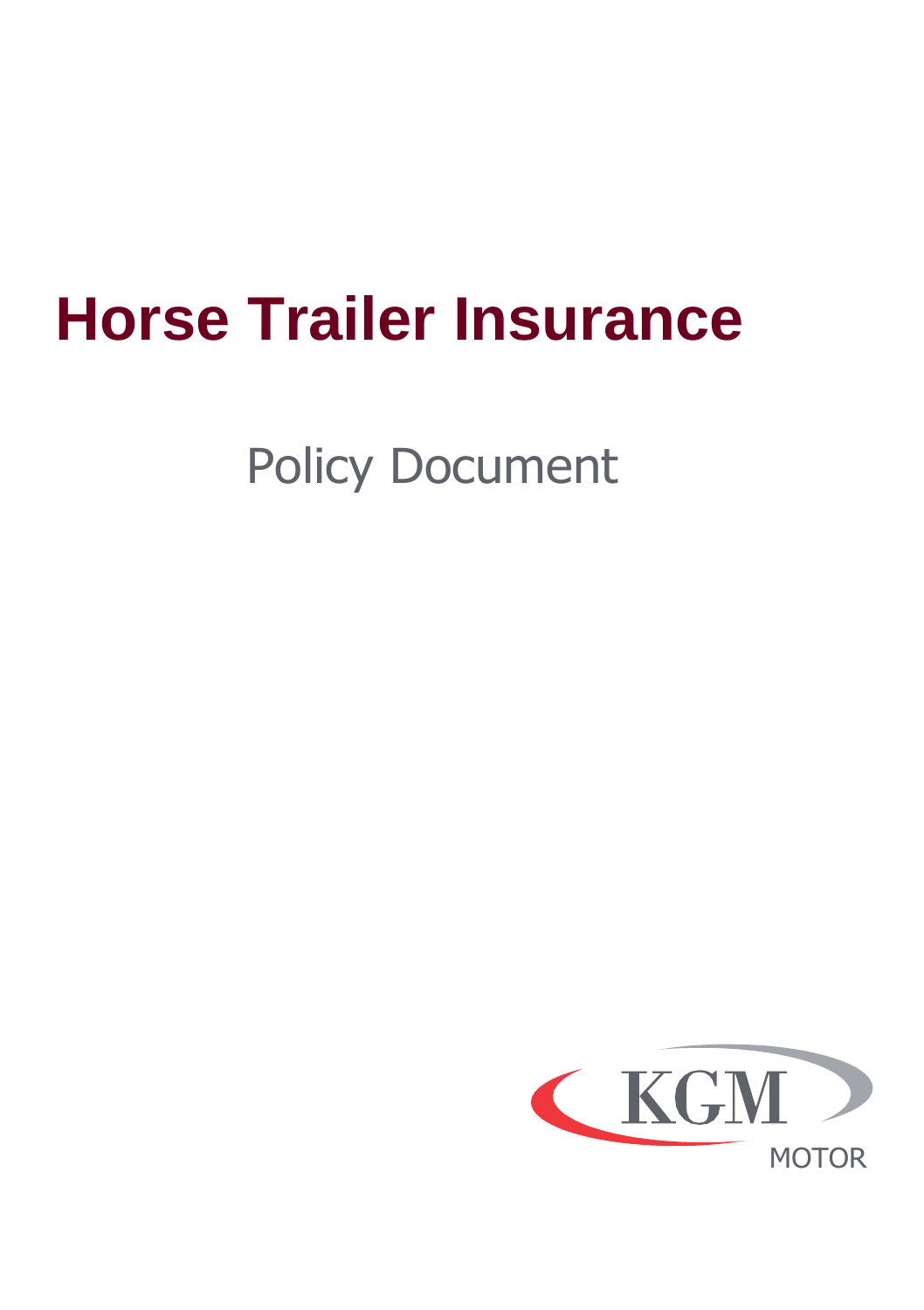# Horse Trailer Insurance

Policy Document

KGM

MOTOR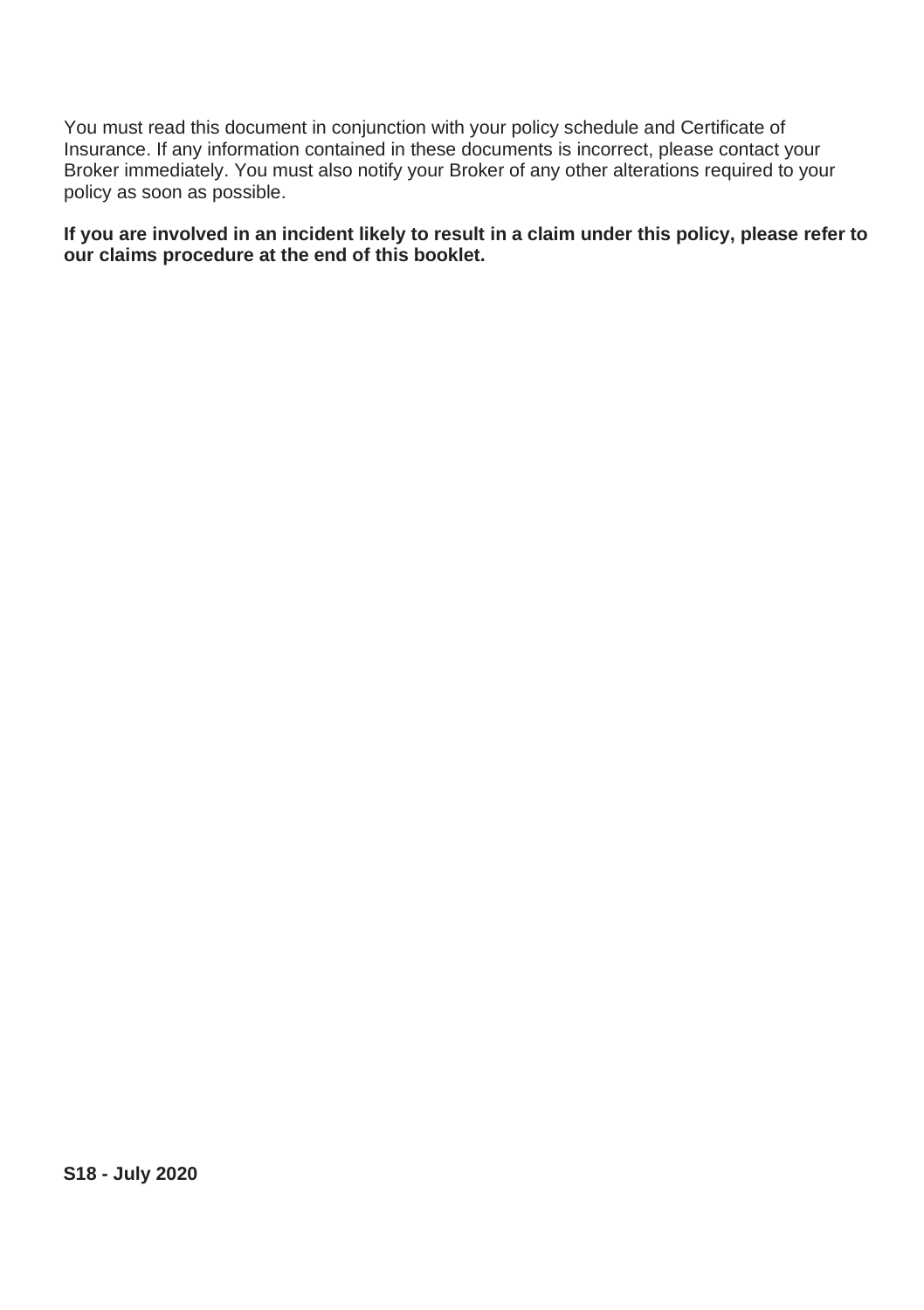You must read this document in conjunction with your policy schedule and Certificate of Insurance. If any information contained in these documents is incorrect, please contact your Broker immediately. You must also notify your Broker of any other alterations required to your policy as soon as possible.

**If you are involved in an incident likely to result in a claim under this policy, please refer to our claims procedure at the end of this booklet.**

**S18 - July 2020**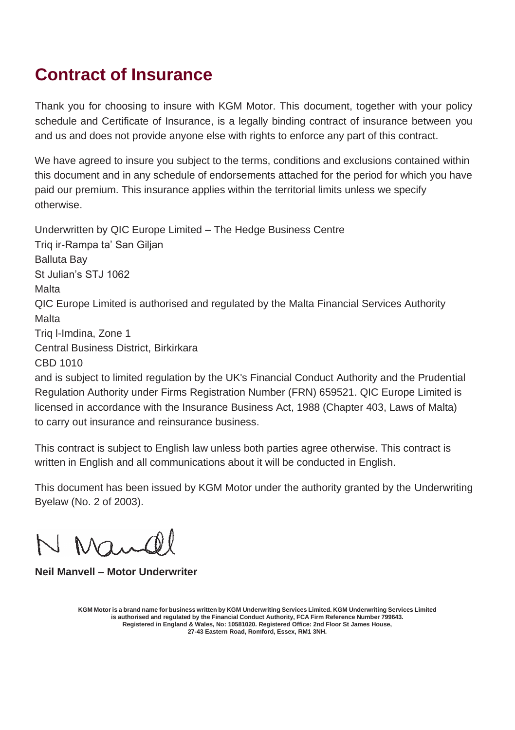# Contract of Insurance

Thank you for choosing to insure with KGM Motor. This document, together with your policy schedule and Certificate of Insurance, is a legally binding contract of insurance between you and us and does not provide anyone else with rights to enforce any part of this contract.

We have agreed to insure you subject to the terms, conditions and exclusions contained within this document and in any schedule of endorsements attached for the period for which you have paid our premium. This insurance applies within the territorial limits unless we specify otherwise.

Underwritten by QIC Europe Limited – The Hedge Business Centre
Triq ir-Rampa ta' San Giljan
Balluta Bay
St Julian's STJ 1062
Malta
QIC Europe Limited is authorised and regulated by the Malta Financial Services Authority
Malta
Triq l-Imdina, Zone 1
Central Business District, Birkirkara
CBD 1010
and is subject to limited regulation by the UK's Financial Conduct Authority and the Prudential Regulation Authority under Firms Registration Number (FRN) 659521. QIC Europe Limited is licensed in accordance with the Insurance Business Act, 1988 (Chapter 403, Laws of Malta) to carry out insurance and reinsurance business.

This contract is subject to English law unless both parties agree otherwise. This contract is written in English and all communications about it will be conducted in English.

This document has been issued by KGM Motor under the authority granted by the Underwriting Byelaw (No. 2 of 2003).

N Manvell

**Neil Manvell – Motor Underwriter**

**KGM Motor is a brand name for business written by KGM Underwriting Services Limited. KGM Underwriting Services Limited is authorised and regulated by the Financial Conduct Authority, FCA Firm Reference Number 799643. Registered in England & Wales, No: 10581020. Registered Office: 2nd Floor St James House, 27-43 Eastern Road, Romford, Essex, RM1 3NH.**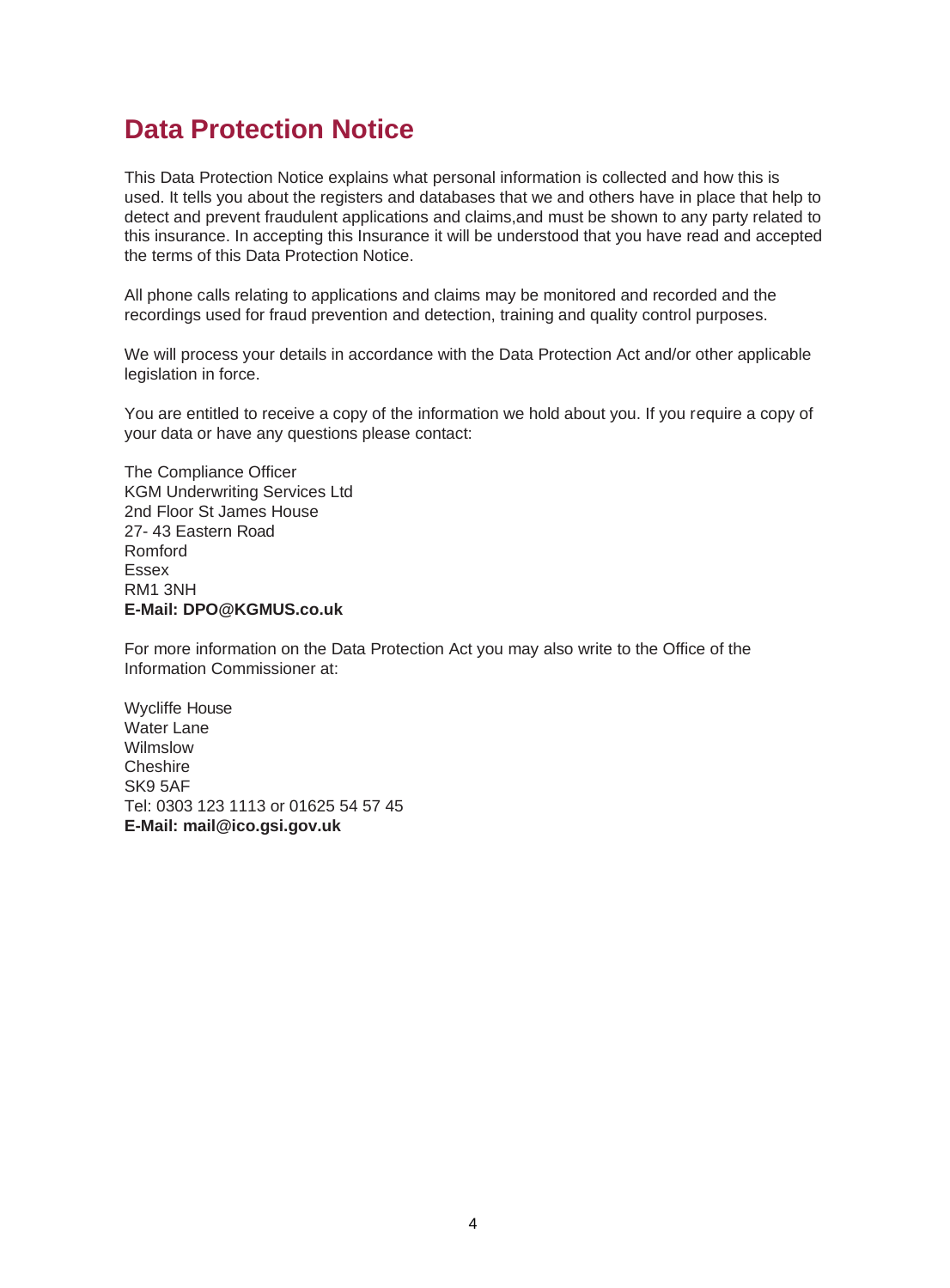## Data Protection Notice

This Data Protection Notice explains what personal information is collected and how this is used. It tells you about the registers and databases that we and others have in place that help to detect and prevent fraudulent applications and claims,and must be shown to any party related to this insurance. In accepting this Insurance it will be understood that you have read and accepted the terms of this Data Protection Notice.

All phone calls relating to applications and claims may be monitored and recorded and the recordings used for fraud prevention and detection, training and quality control purposes.

We will process your details in accordance with the Data Protection Act and/or other applicable legislation in force.

You are entitled to receive a copy of the information we hold about you. If you require a copy of your data or have any questions please contact:

The Compliance Officer
KGM Underwriting Services Ltd
2nd Floor St James House
27- 43 Eastern Road
Romford
Essex
RM1 3NH
**E-Mail: DPO@KGMUS.co.uk**

For more information on the Data Protection Act you may also write to the Office of the Information Commissioner at:

Wycliffe House
Water Lane
Wilmslow
Cheshire
SK9 5AF
Tel: 0303 123 1113 or 01625 54 57 45
**E-Mail: mail@ico.gsi.gov.uk**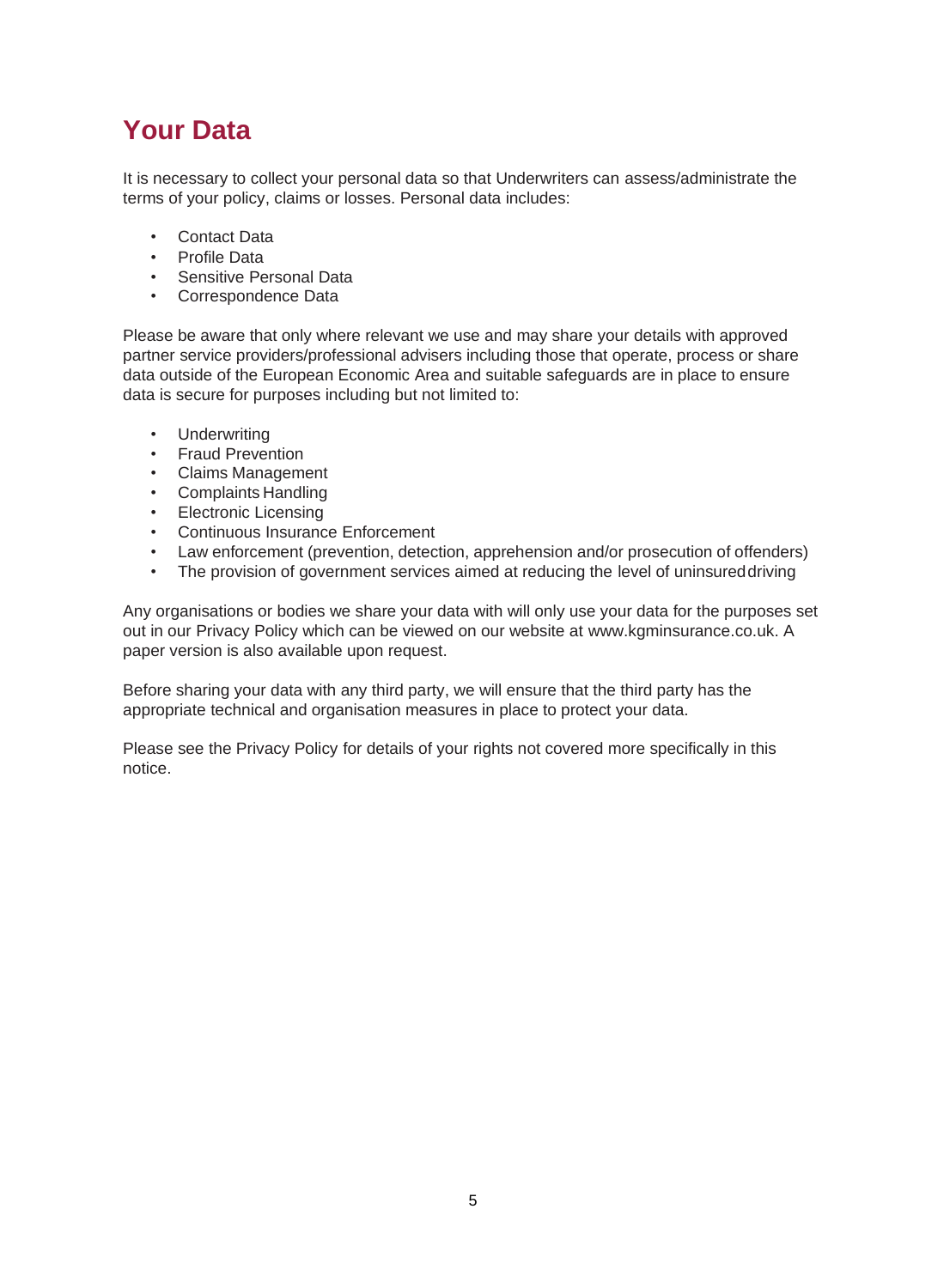# Your Data

It is necessary to collect your personal data so that Underwriters can assess/administrate the terms of your policy, claims or losses. Personal data includes:

- Contact Data
- Profile Data
- Sensitive Personal Data
- Correspondence Data

Please be aware that only where relevant we use and may share your details with approved partner service providers/professional advisers including those that operate, process or share data outside of the European Economic Area and suitable safeguards are in place to ensure data is secure for purposes including but not limited to:

- Underwriting
- Fraud Prevention
- Claims Management
- Complaints Handling
- Electronic Licensing
- Continuous Insurance Enforcement
- Law enforcement (prevention, detection, apprehension and/or prosecution of offenders)
- The provision of government services aimed at reducing the level of uninsured driving

Any organisations or bodies we share your data with will only use your data for the purposes set out in our Privacy Policy which can be viewed on our website at www.kgminsurance.co.uk. A paper version is also available upon request.

Before sharing your data with any third party, we will ensure that the third party has the appropriate technical and organisation measures in place to protect your data.

Please see the Privacy Policy for details of your rights not covered more specifically in this notice.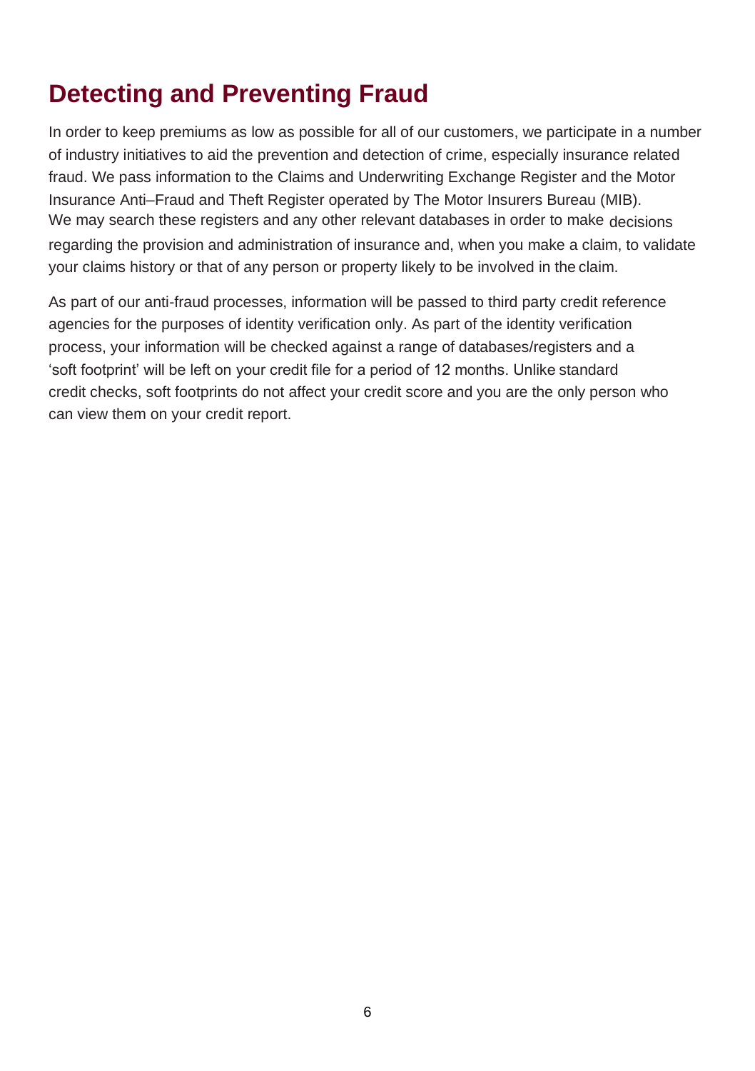## Detecting and Preventing Fraud

In order to keep premiums as low as possible for all of our customers, we participate in a number of industry initiatives to aid the prevention and detection of crime, especially insurance related fraud. We pass information to the Claims and Underwriting Exchange Register and the Motor Insurance Anti–Fraud and Theft Register operated by The Motor Insurers Bureau (MIB). We may search these registers and any other relevant databases in order to make decisions regarding the provision and administration of insurance and, when you make a claim, to validate your claims history or that of any person or property likely to be involved in the claim.

As part of our anti-fraud processes, information will be passed to third party credit reference agencies for the purposes of identity verification only. As part of the identity verification process, your information will be checked against a range of databases/registers and a 'soft footprint' will be left on your credit file for a period of 12 months. Unlike standard credit checks, soft footprints do not affect your credit score and you are the only person who can view them on your credit report.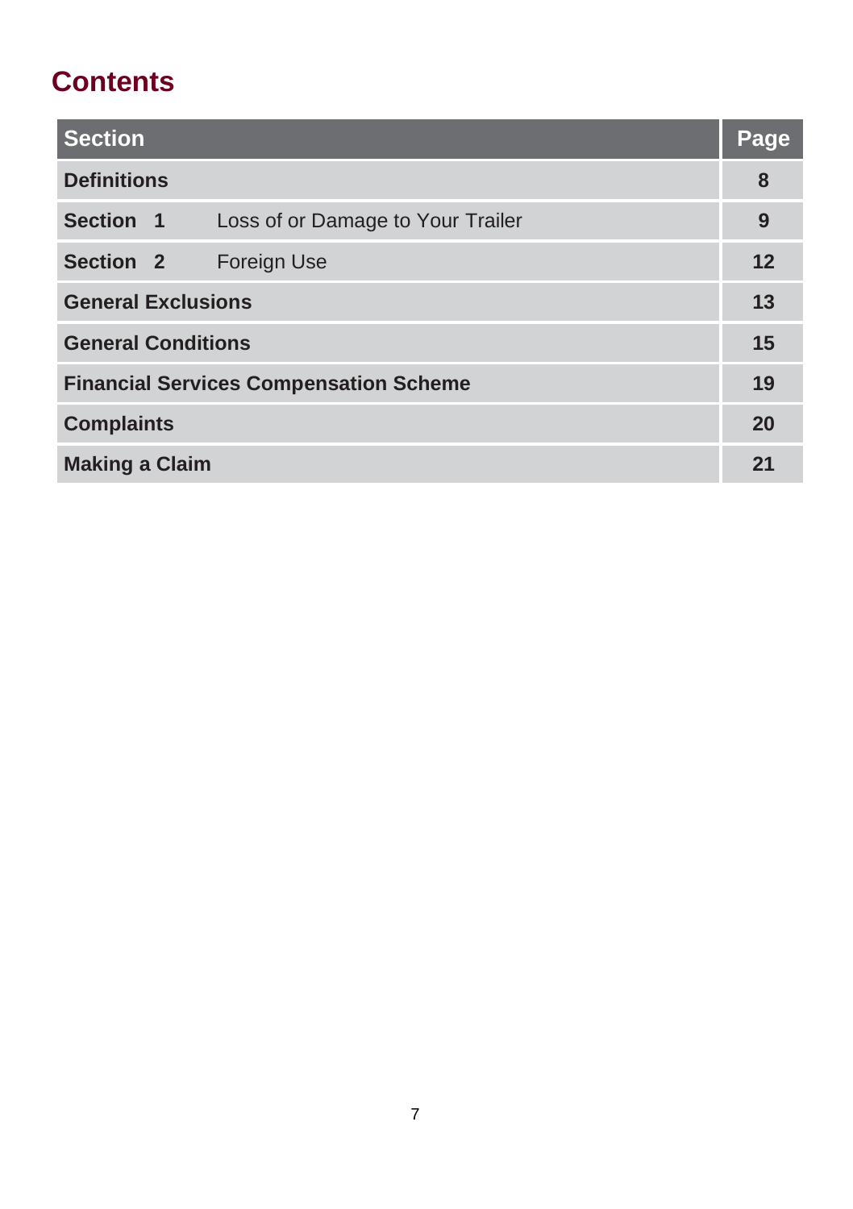# Contents

| Section | Page |
| --- | --- |
| **Definitions** | **8** |
| **Section 1** Loss of or Damage to Your Trailer | **9** |
| **Section 2** Foreign Use | **12** |
| **General Exclusions** | **13** |
| **General Conditions** | **15** |
| **Financial Services Compensation Scheme** | **19** |
| **Complaints** | **20** |
| **Making a Claim** | **21** |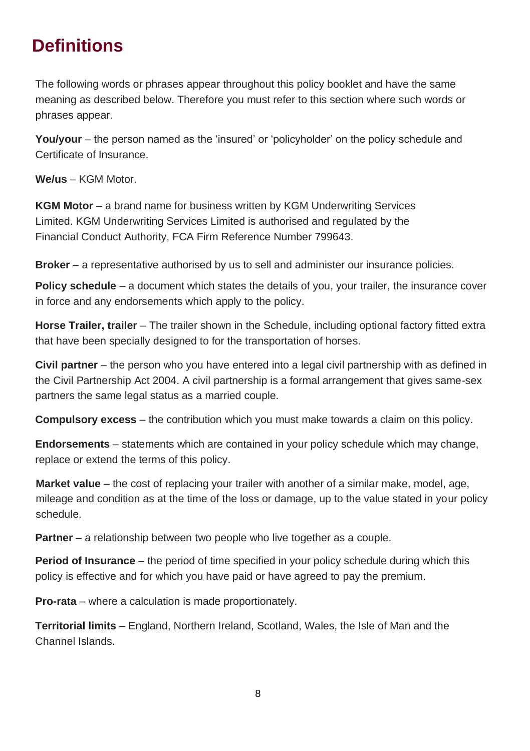# Definitions

The following words or phrases appear throughout this policy booklet and have the same meaning as described below. Therefore you must refer to this section where such words or phrases appear.

**You/your** – the person named as the 'insured' or 'policyholder' on the policy schedule and Certificate of Insurance.

**We/us** – KGM Motor.

**KGM Motor** – a brand name for business written by KGM Underwriting Services Limited. KGM Underwriting Services Limited is authorised and regulated by the Financial Conduct Authority, FCA Firm Reference Number 799643.

**Broker** – a representative authorised by us to sell and administer our insurance policies.

**Policy schedule** – a document which states the details of you, your trailer, the insurance cover in force and any endorsements which apply to the policy.

**Horse Trailer, trailer** – The trailer shown in the Schedule, including optional factory fitted extra that have been specially designed to for the transportation of horses.

**Civil partner** – the person who you have entered into a legal civil partnership with as defined in the Civil Partnership Act 2004. A civil partnership is a formal arrangement that gives same-sex partners the same legal status as a married couple.

**Compulsory excess** – the contribution which you must make towards a claim on this policy.

**Endorsements** – statements which are contained in your policy schedule which may change, replace or extend the terms of this policy.

**Market value** – the cost of replacing your trailer with another of a similar make, model, age, mileage and condition as at the time of the loss or damage, up to the value stated in your policy schedule.

**Partner** – a relationship between two people who live together as a couple.

**Period of Insurance** – the period of time specified in your policy schedule during which this policy is effective and for which you have paid or have agreed to pay the premium.

**Pro-rata** – where a calculation is made proportionately.

**Territorial limits** – England, Northern Ireland, Scotland, Wales, the Isle of Man and the Channel Islands.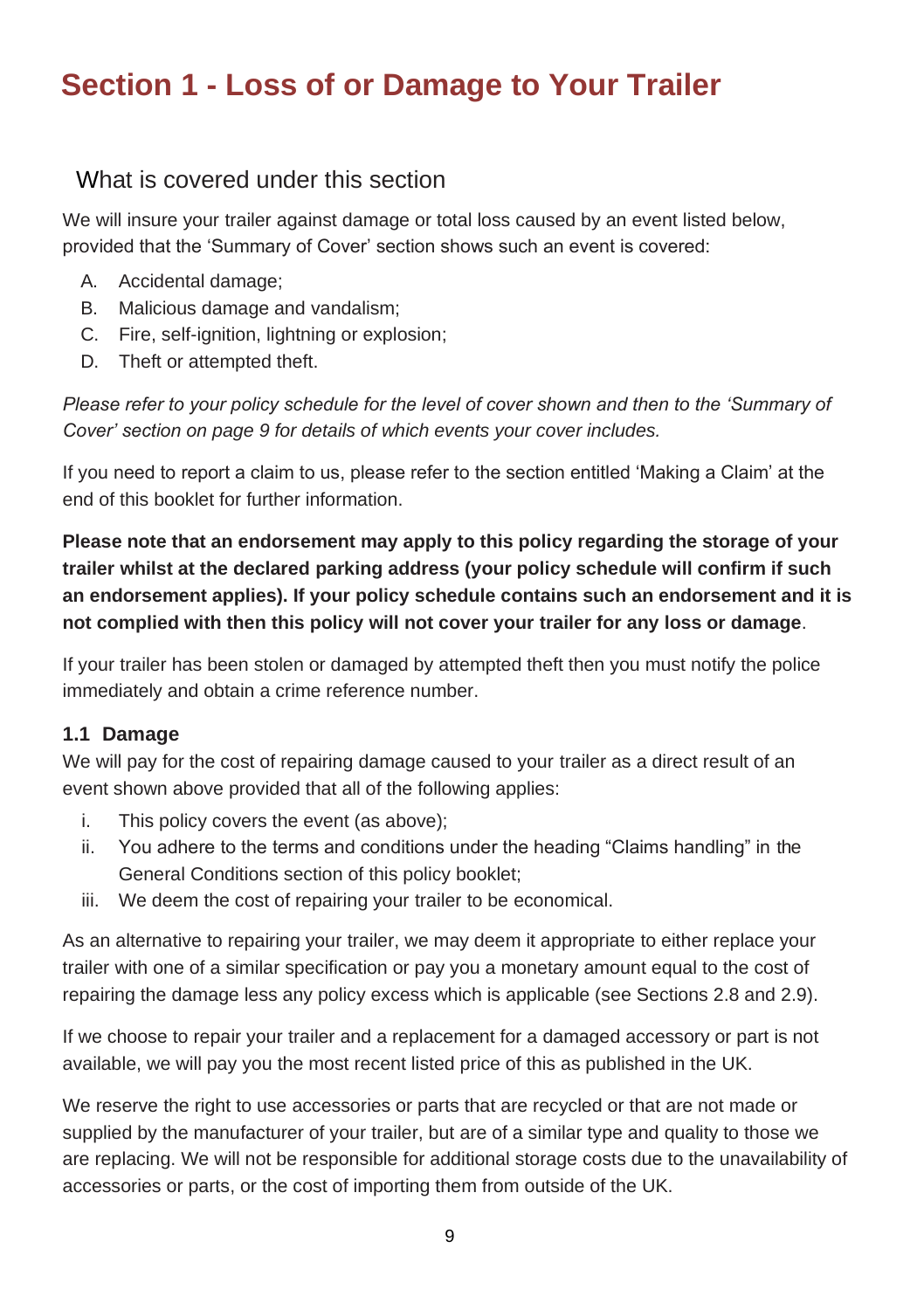# Section 1 - Loss of or Damage to Your Trailer

## What is covered under this section

We will insure your trailer against damage or total loss caused by an event listed below, provided that the 'Summary of Cover' section shows such an event is covered:

A. Accidental damage;
B. Malicious damage and vandalism;
C. Fire, self-ignition, lightning or explosion;
D. Theft or attempted theft.

*Please refer to your policy schedule for the level of cover shown and then to the 'Summary of Cover' section on page 9 for details of which events your cover includes.*

If you need to report a claim to us, please refer to the section entitled 'Making a Claim' at the end of this booklet for further information.

**Please note that an endorsement may apply to this policy regarding the storage of your trailer whilst at the declared parking address (your policy schedule will confirm if such an endorsement applies). If your policy schedule contains such an endorsement and it is not complied with then this policy will not cover your trailer for any loss or damage**.

If your trailer has been stolen or damaged by attempted theft then you must notify the police immediately and obtain a crime reference number.

### 1.1 Damage

We will pay for the cost of repairing damage caused to your trailer as a direct result of an event shown above provided that all of the following applies:

i. This policy covers the event (as above);
ii. You adhere to the terms and conditions under the heading "Claims handling" in the General Conditions section of this policy booklet;
iii. We deem the cost of repairing your trailer to be economical.

As an alternative to repairing your trailer, we may deem it appropriate to either replace your trailer with one of a similar specification or pay you a monetary amount equal to the cost of repairing the damage less any policy excess which is applicable (see Sections 2.8 and 2.9).

If we choose to repair your trailer and a replacement for a damaged accessory or part is not available, we will pay you the most recent listed price of this as published in the UK.

We reserve the right to use accessories or parts that are recycled or that are not made or supplied by the manufacturer of your trailer, but are of a similar type and quality to those we are replacing. We will not be responsible for additional storage costs due to the unavailability of accessories or parts, or the cost of importing them from outside of the UK.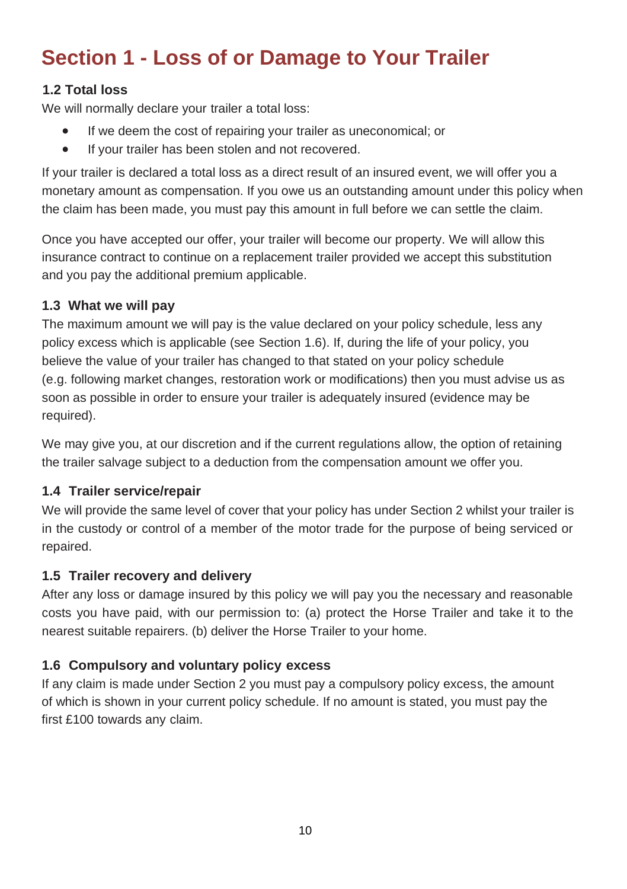# Section 1 - Loss of or Damage to Your Trailer

### 1.2 Total loss

We will normally declare your trailer a total loss:

- If we deem the cost of repairing your trailer as uneconomical; or
- If your trailer has been stolen and not recovered.

If your trailer is declared a total loss as a direct result of an insured event, we will offer you a monetary amount as compensation. If you owe us an outstanding amount under this policy when the claim has been made, you must pay this amount in full before we can settle the claim.

Once you have accepted our offer, your trailer will become our property. We will allow this insurance contract to continue on a replacement trailer provided we accept this substitution and you pay the additional premium applicable.

### 1.3 What we will pay

The maximum amount we will pay is the value declared on your policy schedule, less any policy excess which is applicable (see Section 1.6). If, during the life of your policy, you believe the value of your trailer has changed to that stated on your policy schedule (e.g. following market changes, restoration work or modifications) then you must advise us as soon as possible in order to ensure your trailer is adequately insured (evidence may be required).

We may give you, at our discretion and if the current regulations allow, the option of retaining the trailer salvage subject to a deduction from the compensation amount we offer you.

### 1.4 Trailer service/repair

We will provide the same level of cover that your policy has under Section 2 whilst your trailer is in the custody or control of a member of the motor trade for the purpose of being serviced or repaired.

### 1.5 Trailer recovery and delivery

After any loss or damage insured by this policy we will pay you the necessary and reasonable costs you have paid, with our permission to: (a) protect the Horse Trailer and take it to the nearest suitable repairers. (b) deliver the Horse Trailer to your home.

### 1.6 Compulsory and voluntary policy excess

If any claim is made under Section 2 you must pay a compulsory policy excess, the amount of which is shown in your current policy schedule. If no amount is stated, you must pay the first £100 towards any claim.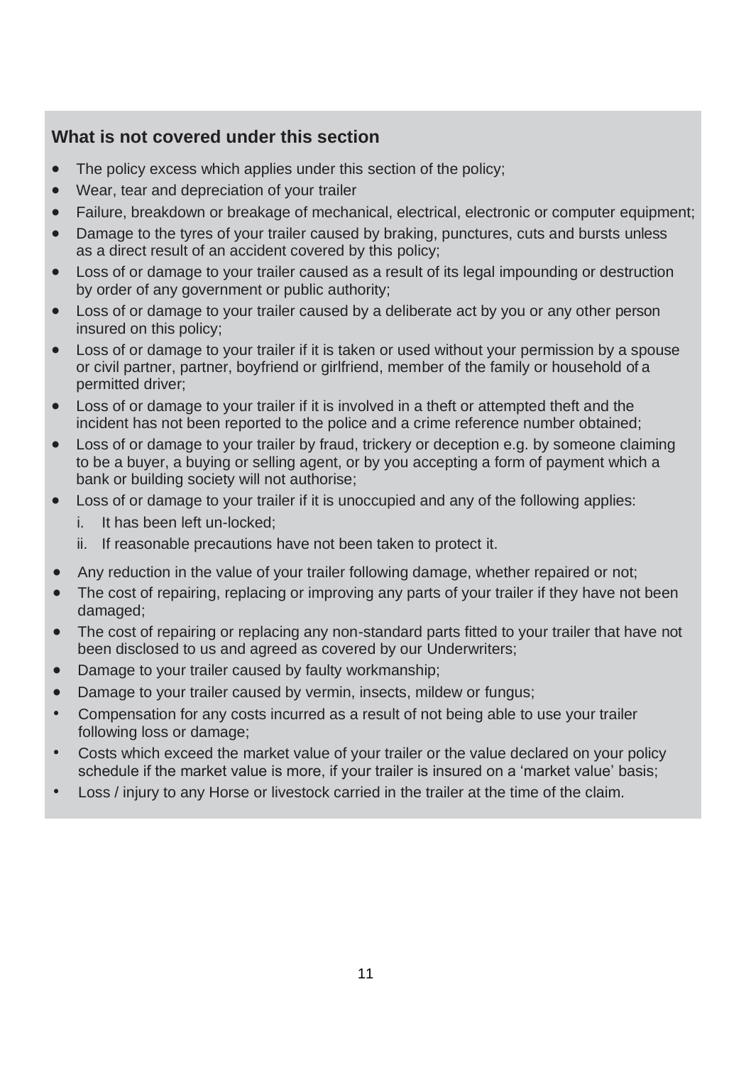## What is not covered under this section

- The policy excess which applies under this section of the policy;
- Wear, tear and depreciation of your trailer
- Failure, breakdown or breakage of mechanical, electrical, electronic or computer equipment;
- Damage to the tyres of your trailer caused by braking, punctures, cuts and bursts unless as a direct result of an accident covered by this policy;
- Loss of or damage to your trailer caused as a result of its legal impounding or destruction by order of any government or public authority;
- Loss of or damage to your trailer caused by a deliberate act by you or any other person insured on this policy;
- Loss of or damage to your trailer if it is taken or used without your permission by a spouse or civil partner, partner, boyfriend or girlfriend, member of the family or household of a permitted driver;
- Loss of or damage to your trailer if it is involved in a theft or attempted theft and the incident has not been reported to the police and a crime reference number obtained;
- Loss of or damage to your trailer by fraud, trickery or deception e.g. by someone claiming to be a buyer, a buying or selling agent, or by you accepting a form of payment which a bank or building society will not authorise;
- Loss of or damage to your trailer if it is unoccupied and any of the following applies:
  i. It has been left un-locked;
  ii. If reasonable precautions have not been taken to protect it.
- Any reduction in the value of your trailer following damage, whether repaired or not;
- The cost of repairing, replacing or improving any parts of your trailer if they have not been damaged;
- The cost of repairing or replacing any non-standard parts fitted to your trailer that have not been disclosed to us and agreed as covered by our Underwriters;
- Damage to your trailer caused by faulty workmanship;
- Damage to your trailer caused by vermin, insects, mildew or fungus;
- Compensation for any costs incurred as a result of not being able to use your trailer following loss or damage;
- Costs which exceed the market value of your trailer or the value declared on your policy schedule if the market value is more, if your trailer is insured on a 'market value' basis;
- Loss / injury to any Horse or livestock carried in the trailer at the time of the claim.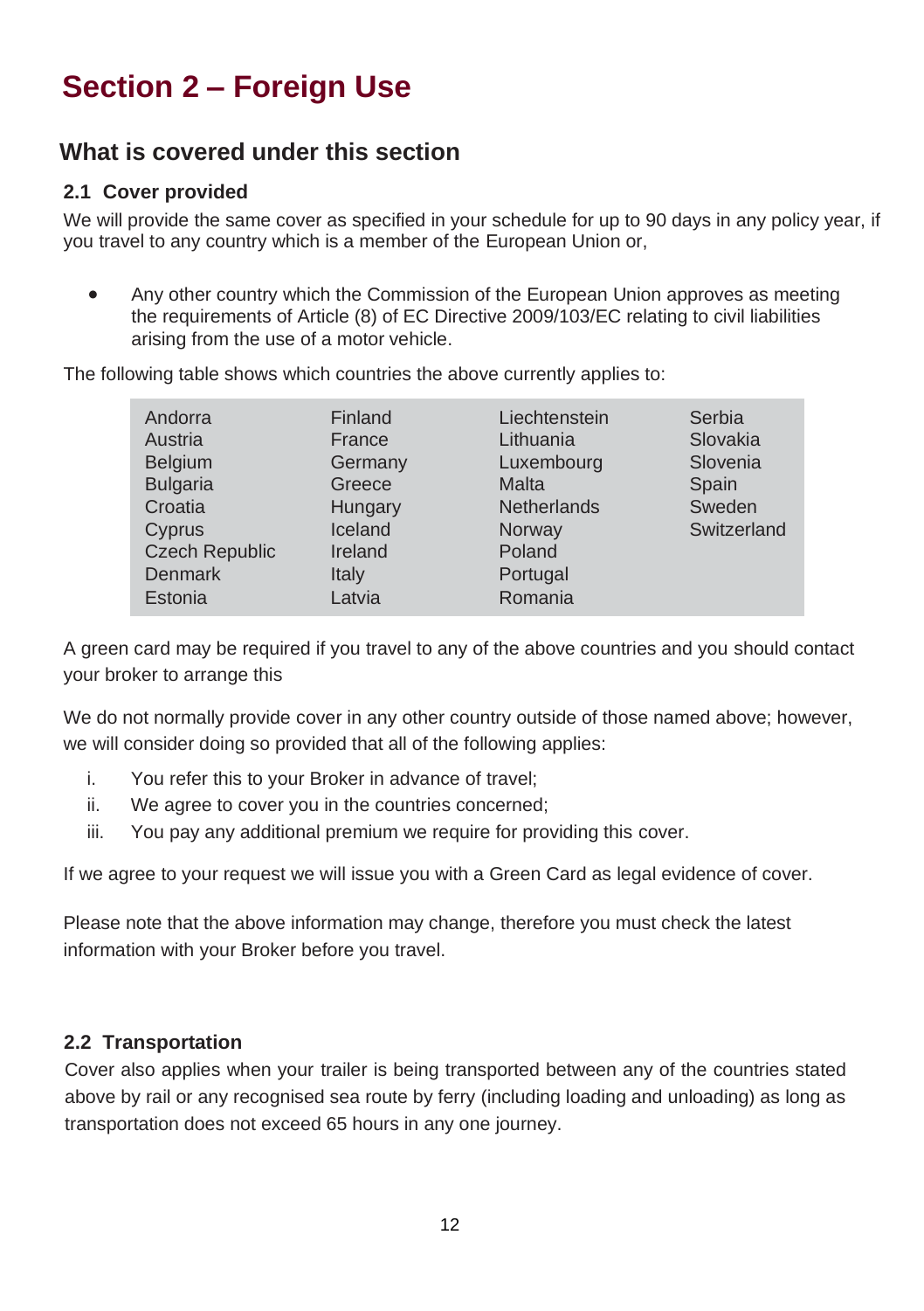# Section 2 – Foreign Use

## What is covered under this section

### 2.1 Cover provided

We will provide the same cover as specified in your schedule for up to 90 days in any policy year, if you travel to any country which is a member of the European Union or,

- Any other country which the Commission of the European Union approves as meeting the requirements of Article (8) of EC Directive 2009/103/EC relating to civil liabilities arising from the use of a motor vehicle.

The following table shows which countries the above currently applies to:

| | | | |
|---|---|---|---|
| Andorra | Finland | Liechtenstein | Serbia |
| Austria | France | Lithuania | Slovakia |
| Belgium | Germany | Luxembourg | Slovenia |
| Bulgaria | Greece | Malta | Spain |
| Croatia | Hungary | Netherlands | Sweden |
| Cyprus | Iceland | Norway | Switzerland |
| Czech Republic | Ireland | Poland | |
| Denmark | Italy | Portugal | |
| Estonia | Latvia | Romania | |

A green card may be required if you travel to any of the above countries and you should contact your broker to arrange this

We do not normally provide cover in any other country outside of those named above; however, we will consider doing so provided that all of the following applies:

i. You refer this to your Broker in advance of travel;
ii. We agree to cover you in the countries concerned;
iii. You pay any additional premium we require for providing this cover.

If we agree to your request we will issue you with a Green Card as legal evidence of cover.

Please note that the above information may change, therefore you must check the latest information with your Broker before you travel.

### 2.2 Transportation

Cover also applies when your trailer is being transported between any of the countries stated above by rail or any recognised sea route by ferry (including loading and unloading) as long as transportation does not exceed 65 hours in any one journey.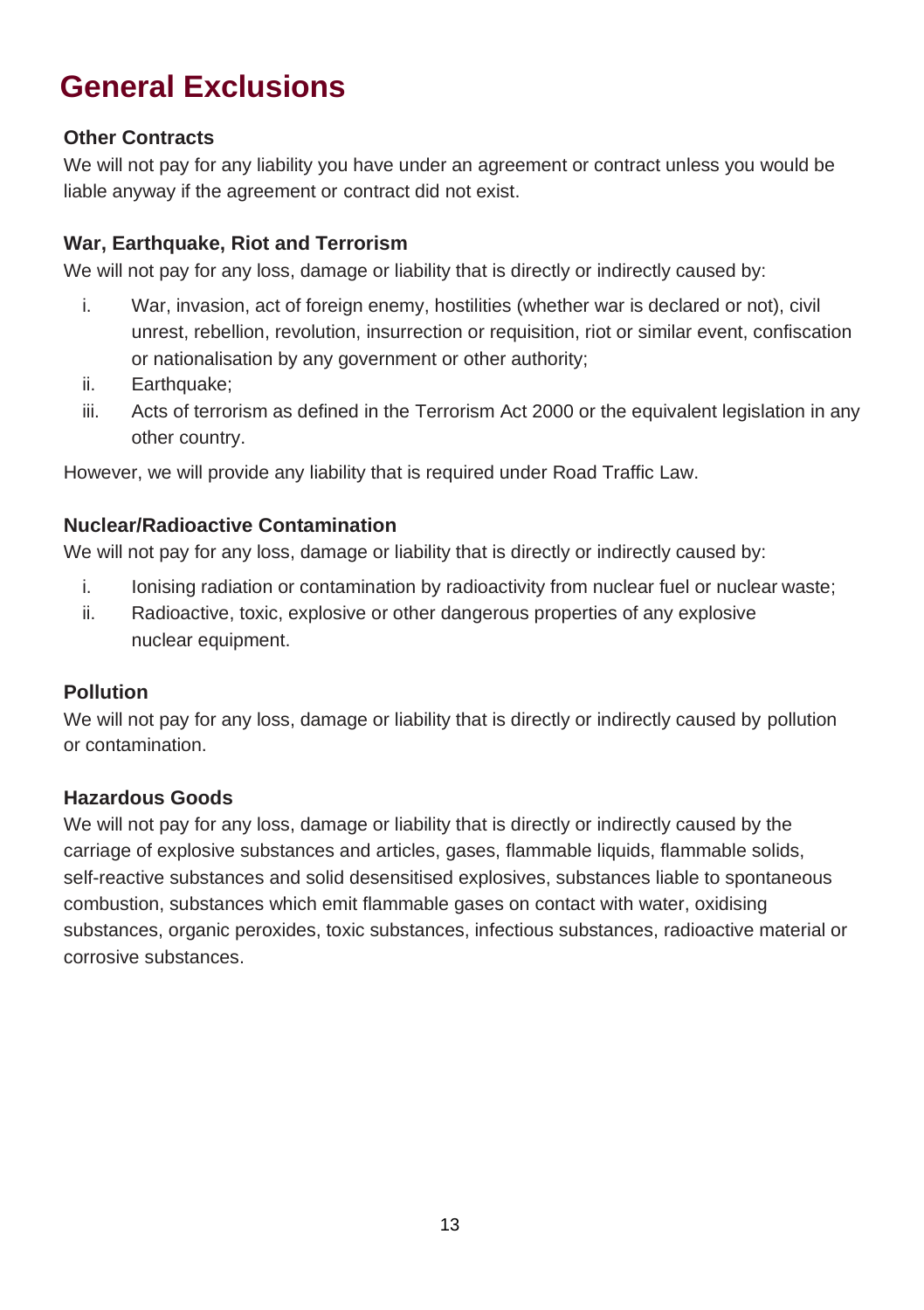# General Exclusions

### Other Contracts

We will not pay for any liability you have under an agreement or contract unless you would be liable anyway if the agreement or contract did not exist.

### War, Earthquake, Riot and Terrorism

We will not pay for any loss, damage or liability that is directly or indirectly caused by:

i. War, invasion, act of foreign enemy, hostilities (whether war is declared or not), civil unrest, rebellion, revolution, insurrection or requisition, riot or similar event, confiscation or nationalisation by any government or other authority;
ii. Earthquake;
iii. Acts of terrorism as defined in the Terrorism Act 2000 or the equivalent legislation in any other country.

However, we will provide any liability that is required under Road Traffic Law.

### Nuclear/Radioactive Contamination

We will not pay for any loss, damage or liability that is directly or indirectly caused by:

i. Ionising radiation or contamination by radioactivity from nuclear fuel or nuclear waste;
ii. Radioactive, toxic, explosive or other dangerous properties of any explosive nuclear equipment.

### Pollution

We will not pay for any loss, damage or liability that is directly or indirectly caused by pollution or contamination.

### Hazardous Goods

We will not pay for any loss, damage or liability that is directly or indirectly caused by the carriage of explosive substances and articles, gases, flammable liquids, flammable solids, self-reactive substances and solid desensitised explosives, substances liable to spontaneous combustion, substances which emit flammable gases on contact with water, oxidising substances, organic peroxides, toxic substances, infectious substances, radioactive material or corrosive substances.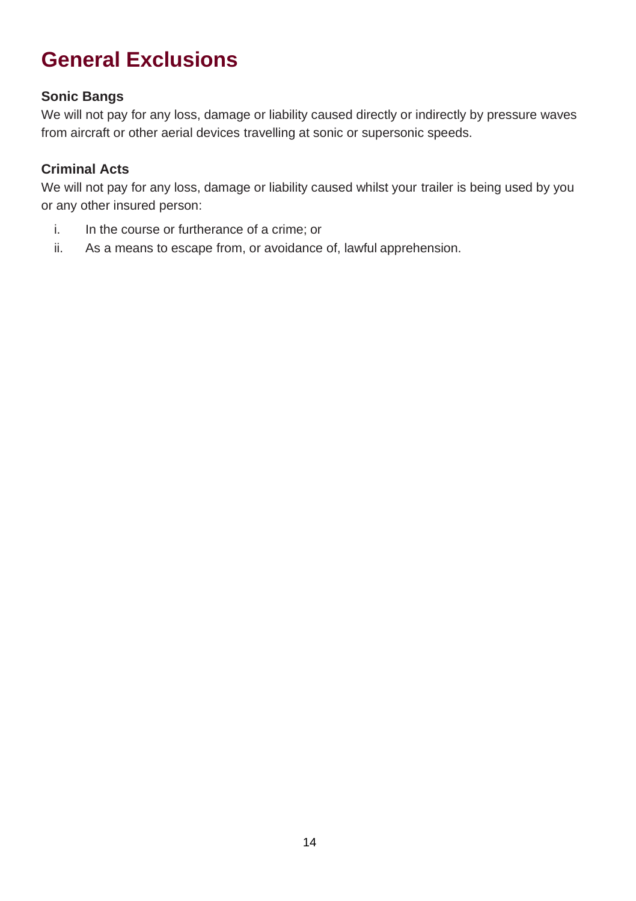# General Exclusions

### Sonic Bangs

We will not pay for any loss, damage or liability caused directly or indirectly by pressure waves from aircraft or other aerial devices travelling at sonic or supersonic speeds.

### Criminal Acts

We will not pay for any loss, damage or liability caused whilst your trailer is being used by you or any other insured person:

i. In the course or furtherance of a crime; or
ii. As a means to escape from, or avoidance of, lawful apprehension.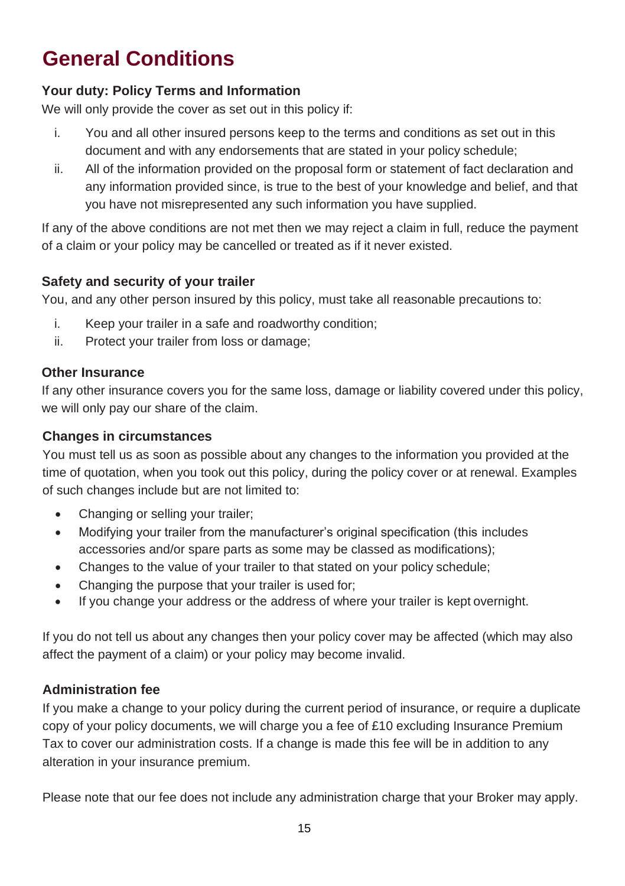# General Conditions

### Your duty: Policy Terms and Information

We will only provide the cover as set out in this policy if:

i. You and all other insured persons keep to the terms and conditions as set out in this document and with any endorsements that are stated in your policy schedule;
ii. All of the information provided on the proposal form or statement of fact declaration and any information provided since, is true to the best of your knowledge and belief, and that you have not misrepresented any such information you have supplied.

If any of the above conditions are not met then we may reject a claim in full, reduce the payment of a claim or your policy may be cancelled or treated as if it never existed.

### Safety and security of your trailer

You, and any other person insured by this policy, must take all reasonable precautions to:

i. Keep your trailer in a safe and roadworthy condition;
ii. Protect your trailer from loss or damage;

### Other Insurance

If any other insurance covers you for the same loss, damage or liability covered under this policy, we will only pay our share of the claim.

### Changes in circumstances

You must tell us as soon as possible about any changes to the information you provided at the time of quotation, when you took out this policy, during the policy cover or at renewal. Examples of such changes include but are not limited to:

- Changing or selling your trailer;
- Modifying your trailer from the manufacturer's original specification (this includes accessories and/or spare parts as some may be classed as modifications);
- Changes to the value of your trailer to that stated on your policy schedule;
- Changing the purpose that your trailer is used for;
- If you change your address or the address of where your trailer is kept overnight.

If you do not tell us about any changes then your policy cover may be affected (which may also affect the payment of a claim) or your policy may become invalid.

### Administration fee

If you make a change to your policy during the current period of insurance, or require a duplicate copy of your policy documents, we will charge you a fee of £10 excluding Insurance Premium Tax to cover our administration costs. If a change is made this fee will be in addition to any alteration in your insurance premium.

Please note that our fee does not include any administration charge that your Broker may apply.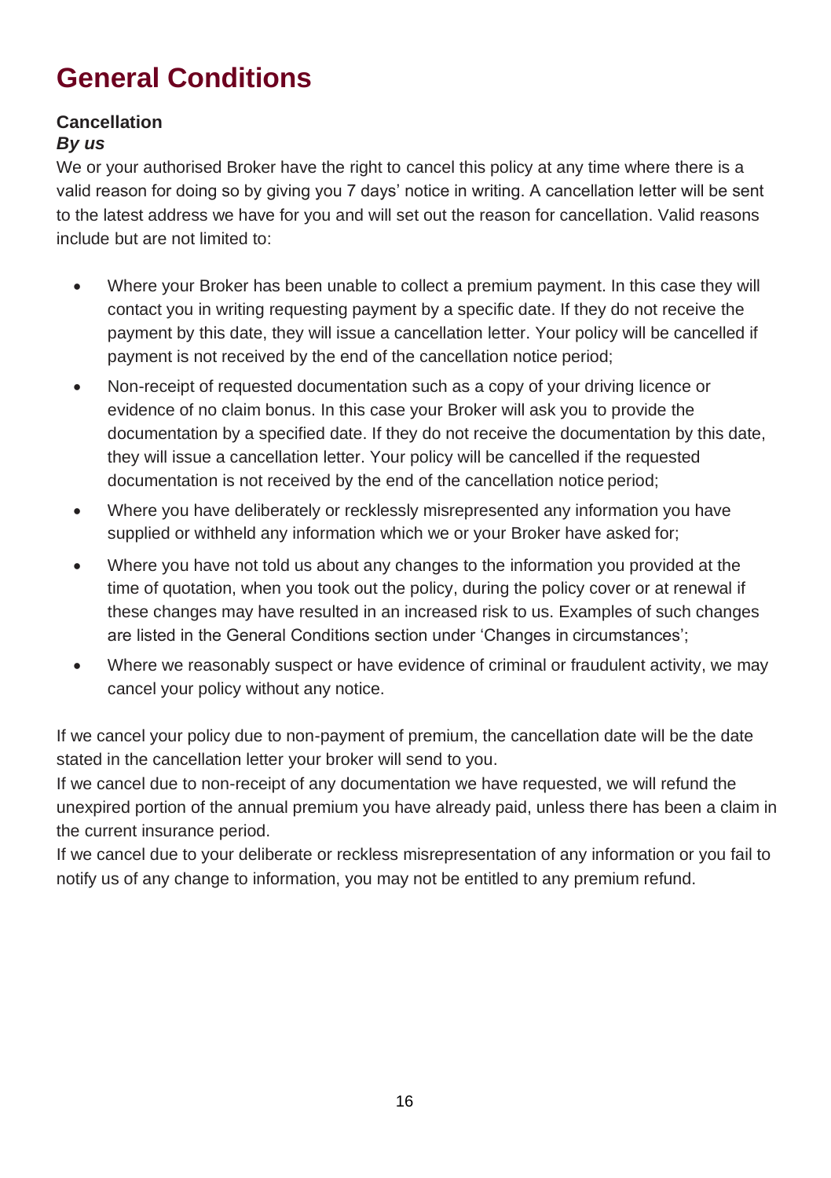# General Conditions

**Cancellation**

***By us***

We or your authorised Broker have the right to cancel this policy at any time where there is a valid reason for doing so by giving you 7 days' notice in writing. A cancellation letter will be sent to the latest address we have for you and will set out the reason for cancellation. Valid reasons include but are not limited to:

- Where your Broker has been unable to collect a premium payment. In this case they will contact you in writing requesting payment by a specific date. If they do not receive the payment by this date, they will issue a cancellation letter. Your policy will be cancelled if payment is not received by the end of the cancellation notice period;
- Non-receipt of requested documentation such as a copy of your driving licence or evidence of no claim bonus. In this case your Broker will ask you to provide the documentation by a specified date. If they do not receive the documentation by this date, they will issue a cancellation letter. Your policy will be cancelled if the requested documentation is not received by the end of the cancellation notice period;
- Where you have deliberately or recklessly misrepresented any information you have supplied or withheld any information which we or your Broker have asked for;
- Where you have not told us about any changes to the information you provided at the time of quotation, when you took out the policy, during the policy cover or at renewal if these changes may have resulted in an increased risk to us. Examples of such changes are listed in the General Conditions section under 'Changes in circumstances';
- Where we reasonably suspect or have evidence of criminal or fraudulent activity, we may cancel your policy without any notice.

If we cancel your policy due to non-payment of premium, the cancellation date will be the date stated in the cancellation letter your broker will send to you.

If we cancel due to non-receipt of any documentation we have requested, we will refund the unexpired portion of the annual premium you have already paid, unless there has been a claim in the current insurance period.

If we cancel due to your deliberate or reckless misrepresentation of any information or you fail to notify us of any change to information, you may not be entitled to any premium refund.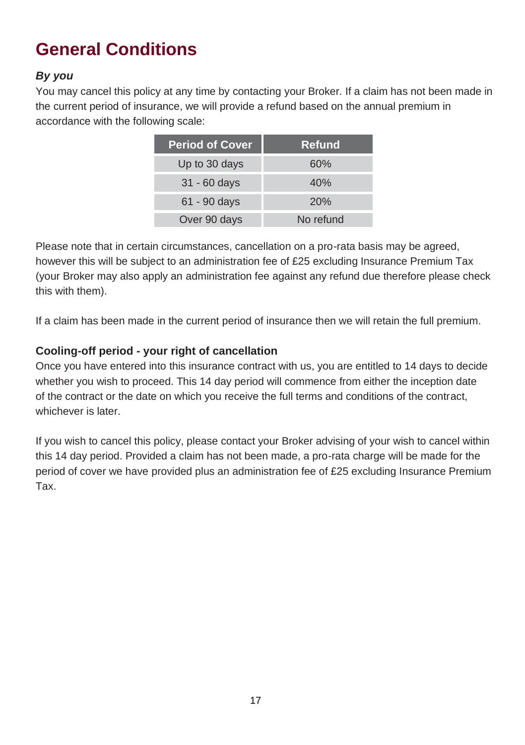# General Conditions

***By you***

You may cancel this policy at any time by contacting your Broker. If a claim has not been made in the current period of insurance, we will provide a refund based on the annual premium in accordance with the following scale:

| Period of Cover | Refund |
|---|---|
| Up to 30 days | 60% |
| 31 - 60 days | 40% |
| 61 - 90 days | 20% |
| Over 90 days | No refund |

Please note that in certain circumstances, cancellation on a pro-rata basis may be agreed, however this will be subject to an administration fee of £25 excluding Insurance Premium Tax (your Broker may also apply an administration fee against any refund due therefore please check this with them).

If a claim has been made in the current period of insurance then we will retain the full premium.

**Cooling-off period - your right of cancellation**

Once you have entered into this insurance contract with us, you are entitled to 14 days to decide whether you wish to proceed. This 14 day period will commence from either the inception date of the contract or the date on which you receive the full terms and conditions of the contract, whichever is later.

If you wish to cancel this policy, please contact your Broker advising of your wish to cancel within this 14 day period. Provided a claim has not been made, a pro-rata charge will be made for the period of cover we have provided plus an administration fee of £25 excluding Insurance Premium Tax.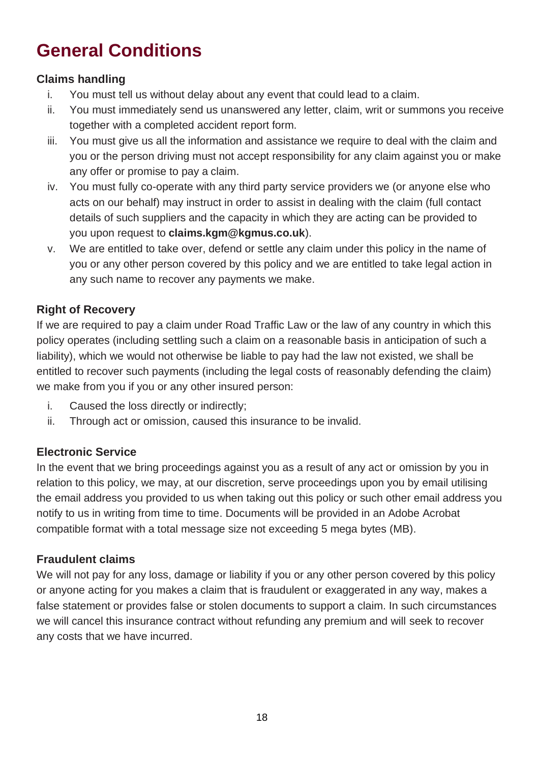# General Conditions

### Claims handling

i. You must tell us without delay about any event that could lead to a claim.
ii. You must immediately send us unanswered any letter, claim, writ or summons you receive together with a completed accident report form.
iii. You must give us all the information and assistance we require to deal with the claim and you or the person driving must not accept responsibility for any claim against you or make any offer or promise to pay a claim.
iv. You must fully co-operate with any third party service providers we (or anyone else who acts on our behalf) may instruct in order to assist in dealing with the claim (full contact details of such suppliers and the capacity in which they are acting can be provided to you upon request to **claims.kgm@kgmus.co.uk**).
v. We are entitled to take over, defend or settle any claim under this policy in the name of you or any other person covered by this policy and we are entitled to take legal action in any such name to recover any payments we make.

### Right of Recovery

If we are required to pay a claim under Road Traffic Law or the law of any country in which this policy operates (including settling such a claim on a reasonable basis in anticipation of such a liability), which we would not otherwise be liable to pay had the law not existed, we shall be entitled to recover such payments (including the legal costs of reasonably defending the claim) we make from you if you or any other insured person:

i. Caused the loss directly or indirectly;
ii. Through act or omission, caused this insurance to be invalid.

### Electronic Service

In the event that we bring proceedings against you as a result of any act or omission by you in relation to this policy, we may, at our discretion, serve proceedings upon you by email utilising the email address you provided to us when taking out this policy or such other email address you notify to us in writing from time to time. Documents will be provided in an Adobe Acrobat compatible format with a total message size not exceeding 5 mega bytes (MB).

### Fraudulent claims

We will not pay for any loss, damage or liability if you or any other person covered by this policy or anyone acting for you makes a claim that is fraudulent or exaggerated in any way, makes a false statement or provides false or stolen documents to support a claim. In such circumstances we will cancel this insurance contract without refunding any premium and will seek to recover any costs that we have incurred.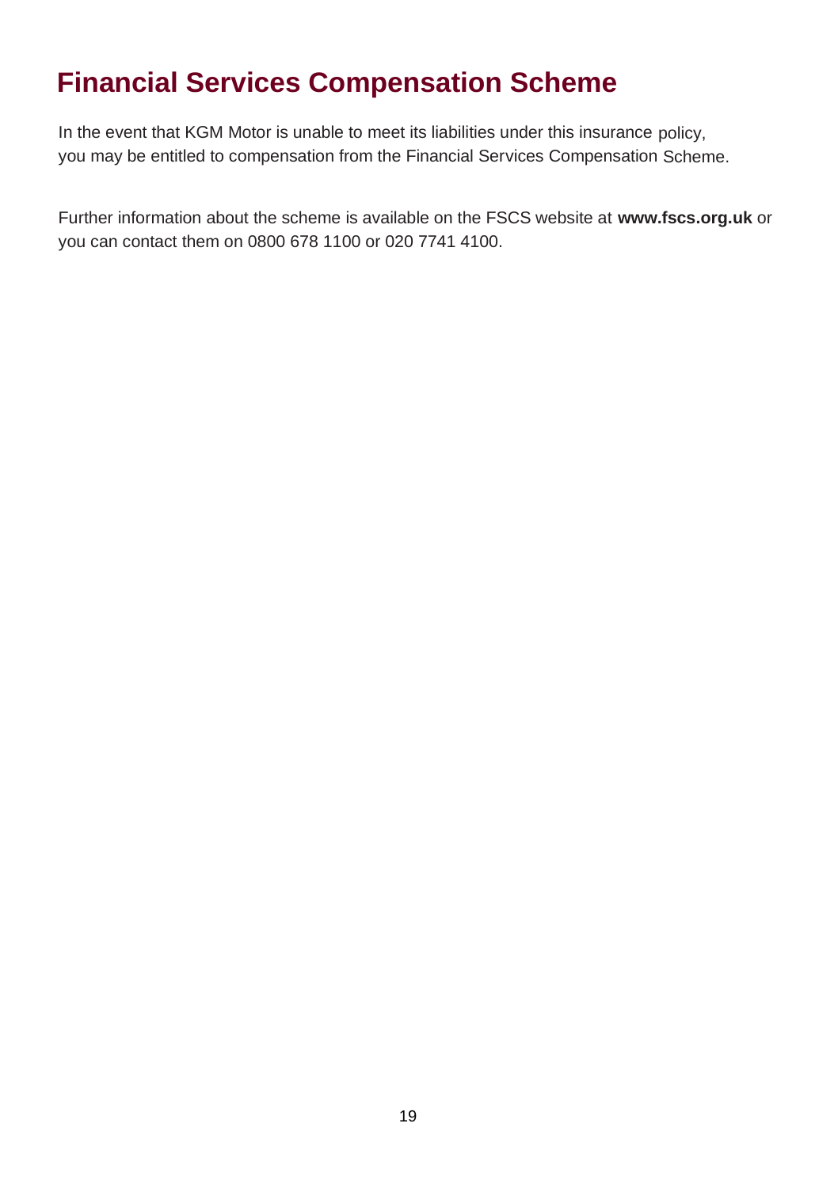# Financial Services Compensation Scheme

In the event that KGM Motor is unable to meet its liabilities under this insurance policy, you may be entitled to compensation from the Financial Services Compensation Scheme.

Further information about the scheme is available on the FSCS website at **www.fscs.org.uk** or you can contact them on 0800 678 1100 or 020 7741 4100.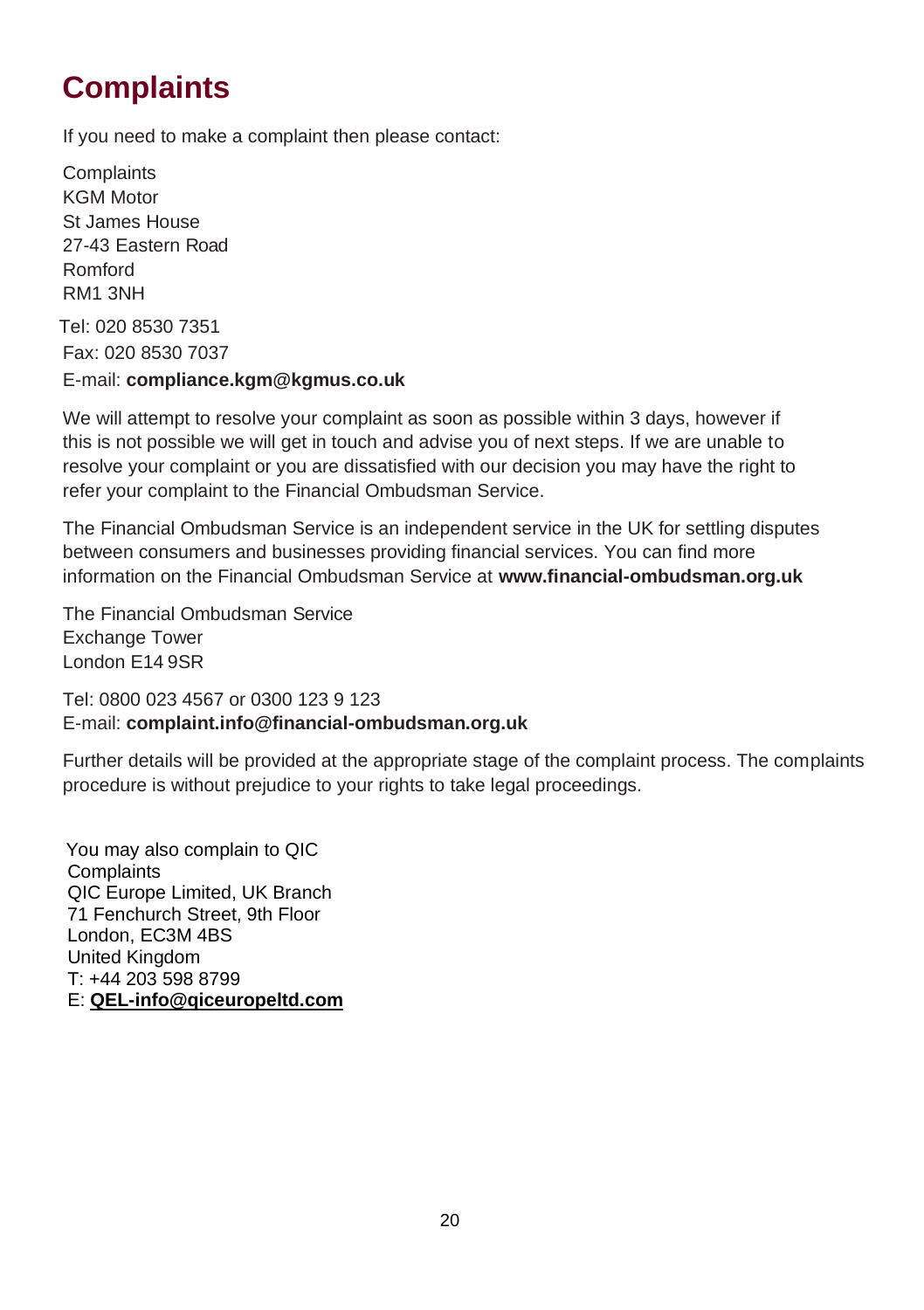# Complaints

If you need to make a complaint then please contact:

Complaints
KGM Motor
St James House
27-43 Eastern Road
Romford
RM1 3NH

Tel: 020 8530 7351
Fax: 020 8530 7037
E-mail: **compliance.kgm@kgmus.co.uk**

We will attempt to resolve your complaint as soon as possible within 3 days, however if this is not possible we will get in touch and advise you of next steps. If we are unable to resolve your complaint or you are dissatisfied with our decision you may have the right to refer your complaint to the Financial Ombudsman Service.

The Financial Ombudsman Service is an independent service in the UK for settling disputes between consumers and businesses providing financial services. You can find more information on the Financial Ombudsman Service at **www.financial-ombudsman.org.uk**

The Financial Ombudsman Service
Exchange Tower
London E14 9SR

Tel: 0800 023 4567 or 0300 123 9 123
E-mail: **complaint.info@financial-ombudsman.org.uk**

Further details will be provided at the appropriate stage of the complaint process. The complaints procedure is without prejudice to your rights to take legal proceedings.

You may also complain to QIC
Complaints
QIC Europe Limited, UK Branch
71 Fenchurch Street, 9th Floor
London, EC3M 4BS
United Kingdom
T: +44 203 598 8799
E: **QEL-info@qiceuropeltd.com**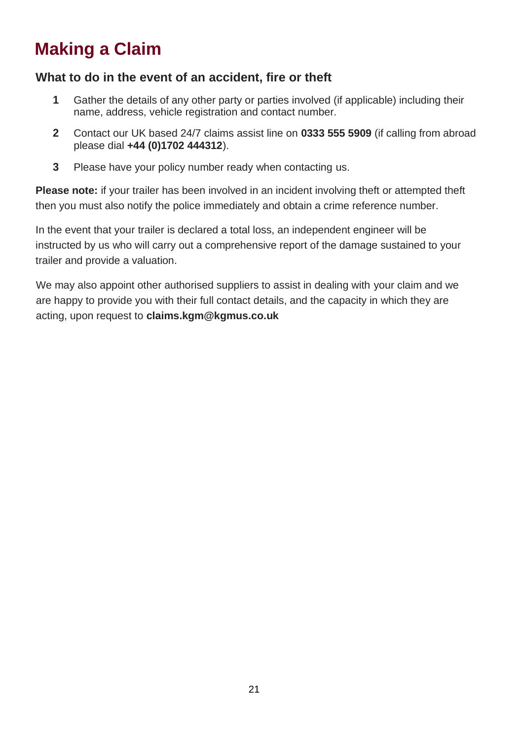# Making a Claim

## What to do in the event of an accident, fire or theft

1. Gather the details of any other party or parties involved (if applicable) including their name, address, vehicle registration and contact number.
2. Contact our UK based 24/7 claims assist line on **0333 555 5909** (if calling from abroad please dial **+44 (0)1702 444312**).
3. Please have your policy number ready when contacting us.

**Please note:** if your trailer has been involved in an incident involving theft or attempted theft then you must also notify the police immediately and obtain a crime reference number.

In the event that your trailer is declared a total loss, an independent engineer will be instructed by us who will carry out a comprehensive report of the damage sustained to your trailer and provide a valuation.

We may also appoint other authorised suppliers to assist in dealing with your claim and we are happy to provide you with their full contact details, and the capacity in which they are acting, upon request to **claims.kgm@kgmus.co.uk**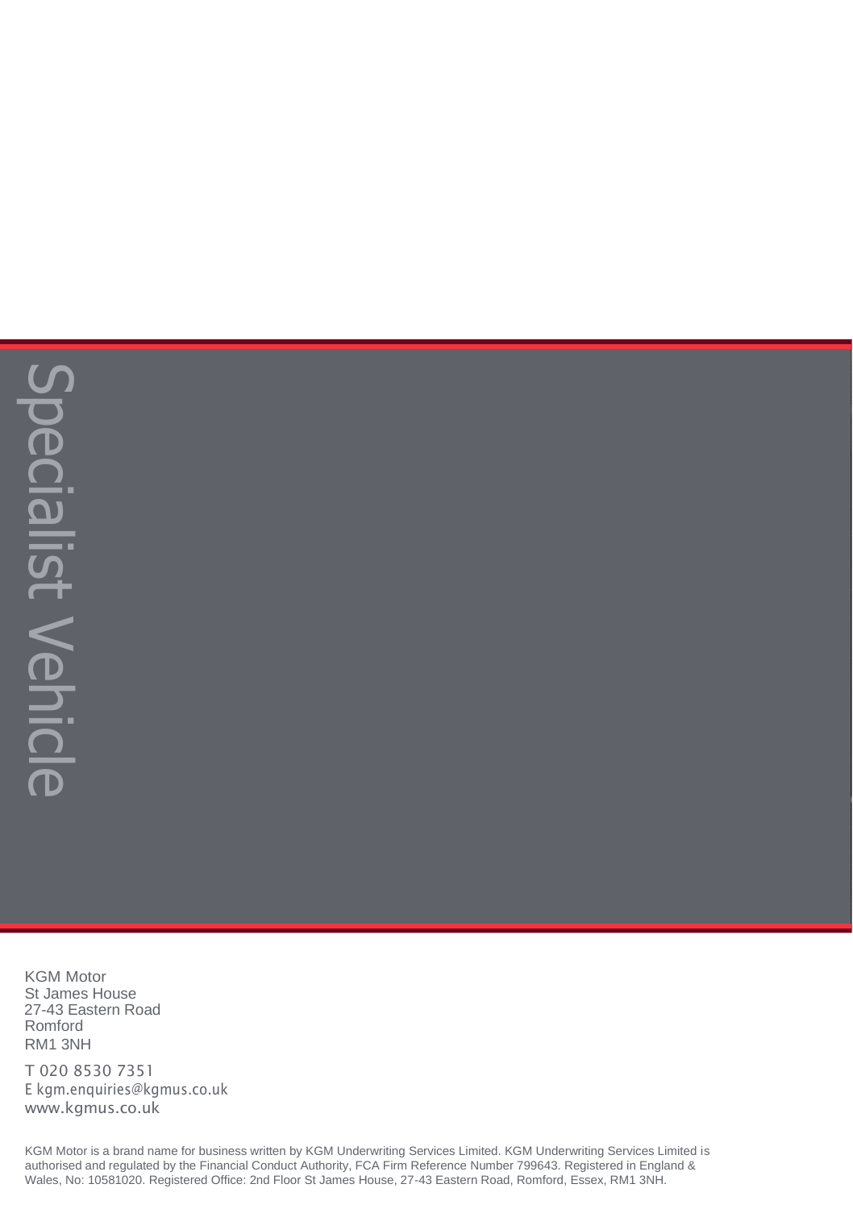Specialist Vehicle

KGM Motor
St James House
27-43 Eastern Road
Romford
RM1 3NH

T 020 8530 7351
E kgm.enquiries@kgmus.co.uk
www.kgmus.co.uk

KGM Motor is a brand name for business written by KGM Underwriting Services Limited. KGM Underwriting Services Limited is authorised and regulated by the Financial Conduct Authority, FCA Firm Reference Number 799643. Registered in England & Wales, No: 10581020. Registered Office: 2nd Floor St James House, 27-43 Eastern Road, Romford, Essex, RM1 3NH.